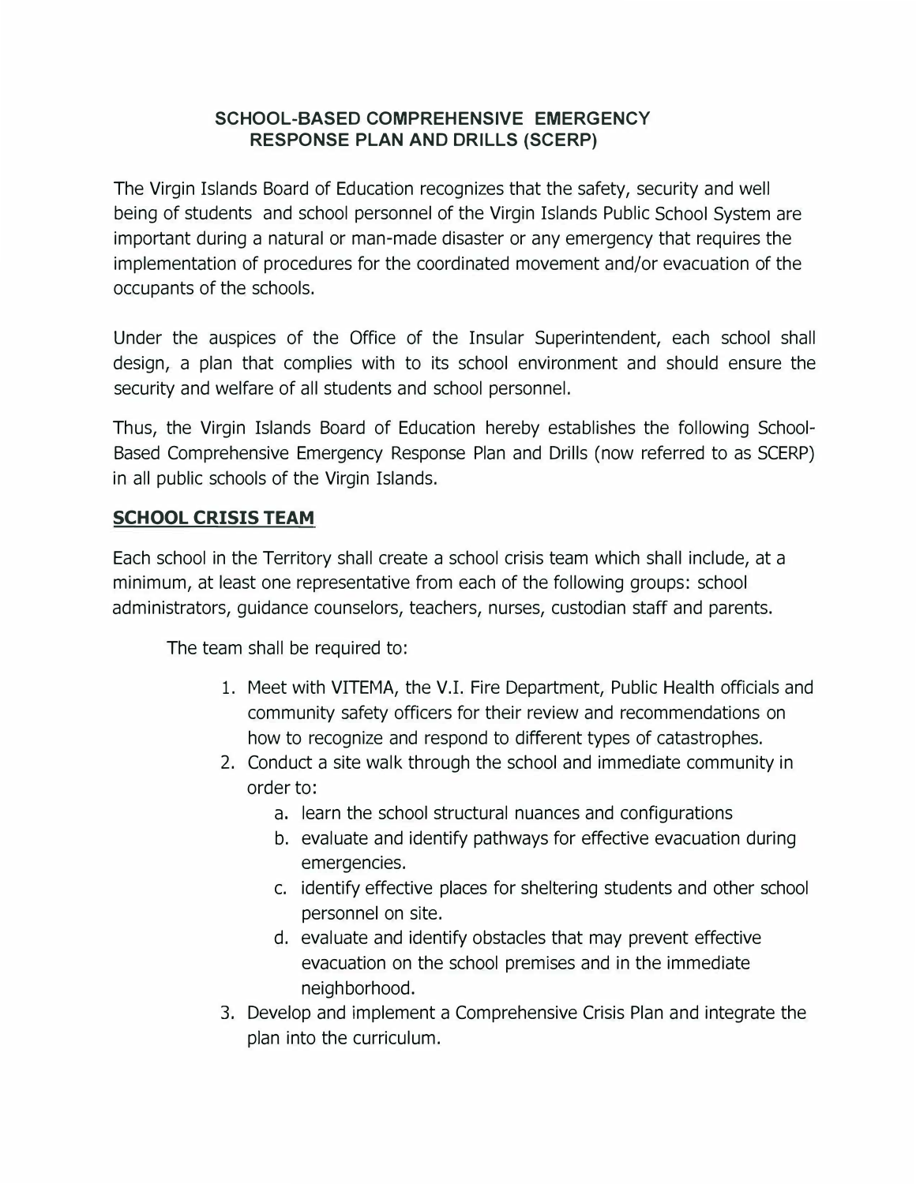# SCHOOL-BASED COMPREHENSIVE EMERGENCY RESPONSE PLAN AND DRILLS (SCERP)

The Virgin Islands Board of Education recognizes that the safety, security and well being of students and school personnel of the Virgin Islands Public School System are important during a natural or man-made disaster or any emergency that requires the implementation of procedures for the coordinated movement and/or evacuation of the occupants of the schools.

Under the auspices of the Office of the Insular Superintendent, each school shall design, a plan that complies with to its school environment and should ensure the security and welfare of all students and school personnel.

Thus, the Virgin Islands Board of Education hereby establishes the following School-Based Comprehensive Emergency Response Plan and Drills (now referred to as SCERP) in all public schools of the Virgin Islands.

## SCHOOL CRISIS TEAM

Each school in the Territory shall create a school crisis team which shall include, at a minimum, at least one representative from each of the following groups: school administrators, guidance counselors, teachers, nurses, custodian staff and parents.

The team shall be required to:

1. Meet with VITEMA, the V.I. Fire Department, Public Health officials and community safety officers for their review and recommendations on how to recognize and respond to different types of catastrophes.
2. Conduct a site walk through the school and immediate community in order to:
   a. learn the school structural nuances and configurations
   b. evaluate and identify pathways for effective evacuation during emergencies.
   c. identify effective places for sheltering students and other school personnel on site.
   d. evaluate and identify obstacles that may prevent effective evacuation on the school premises and in the immediate neighborhood.
3. Develop and implement a Comprehensive Crisis Plan and integrate the plan into the curriculum.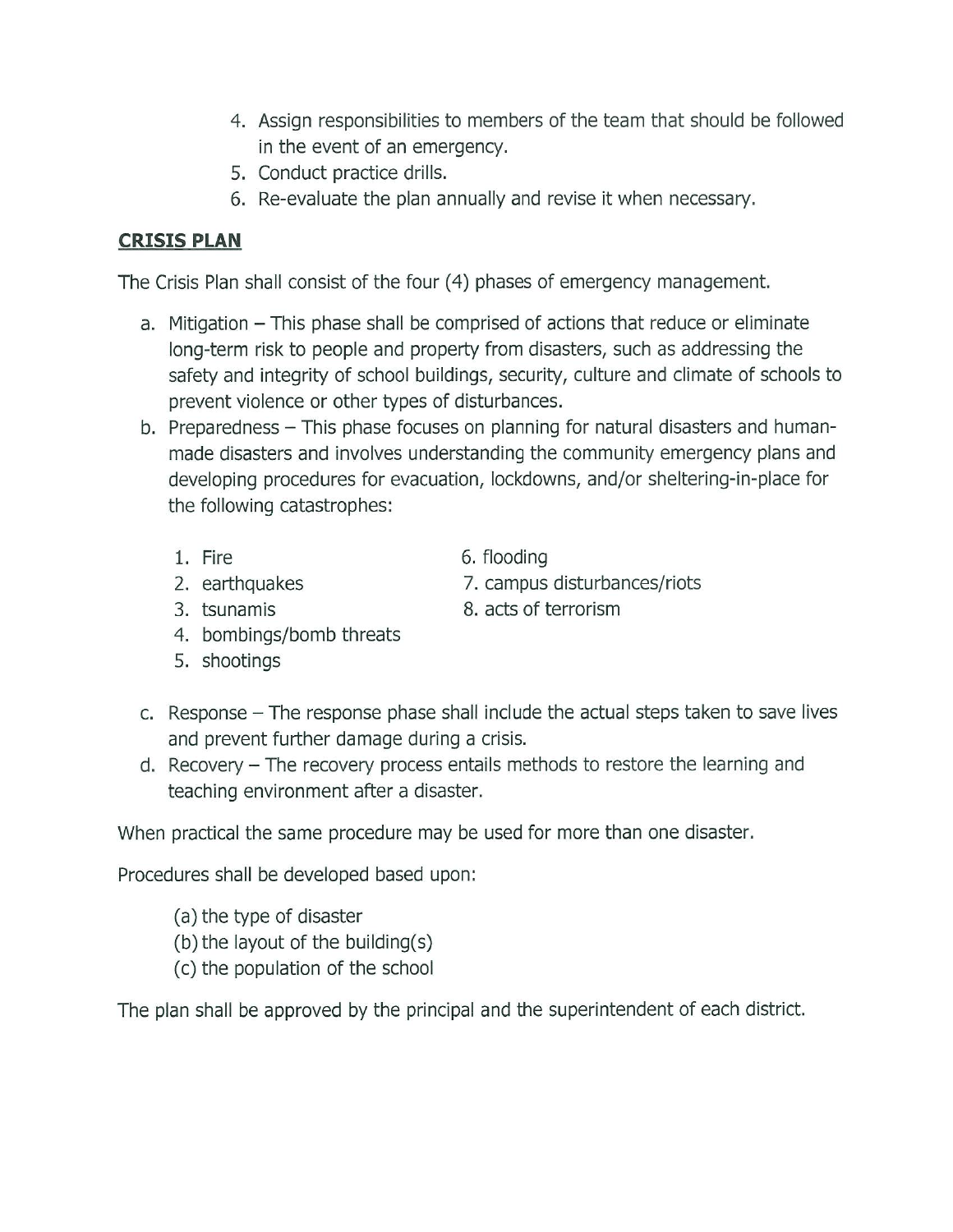4. Assign responsibilities to members of the team that should be followed in the event of an emergency.
5. Conduct practice drills.
6. Re-evaluate the plan annually and revise it when necessary.

## CRISIS PLAN

The Crisis Plan shall consist of the four (4) phases of emergency management.

a. Mitigation – This phase shall be comprised of actions that reduce or eliminate long-term risk to people and property from disasters, such as addressing the safety and integrity of school buildings, security, culture and climate of schools to prevent violence or other types of disturbances.
b. Preparedness – This phase focuses on planning for natural disasters and human-made disasters and involves understanding the community emergency plans and developing procedures for evacuation, lockdowns, and/or sheltering-in-place for the following catastrophes:

    1. Fire
    2. earthquakes
    3. tsunamis
    4. bombings/bomb threats
    5. shootings
    6. flooding
    7. campus disturbances/riots
    8. acts of terrorism

c. Response – The response phase shall include the actual steps taken to save lives and prevent further damage during a crisis.
d. Recovery – The recovery process entails methods to restore the learning and teaching environment after a disaster.

When practical the same procedure may be used for more than one disaster.

Procedures shall be developed based upon:

(a) the type of disaster
(b) the layout of the building(s)
(c) the population of the school

The plan shall be approved by the principal and the superintendent of each district.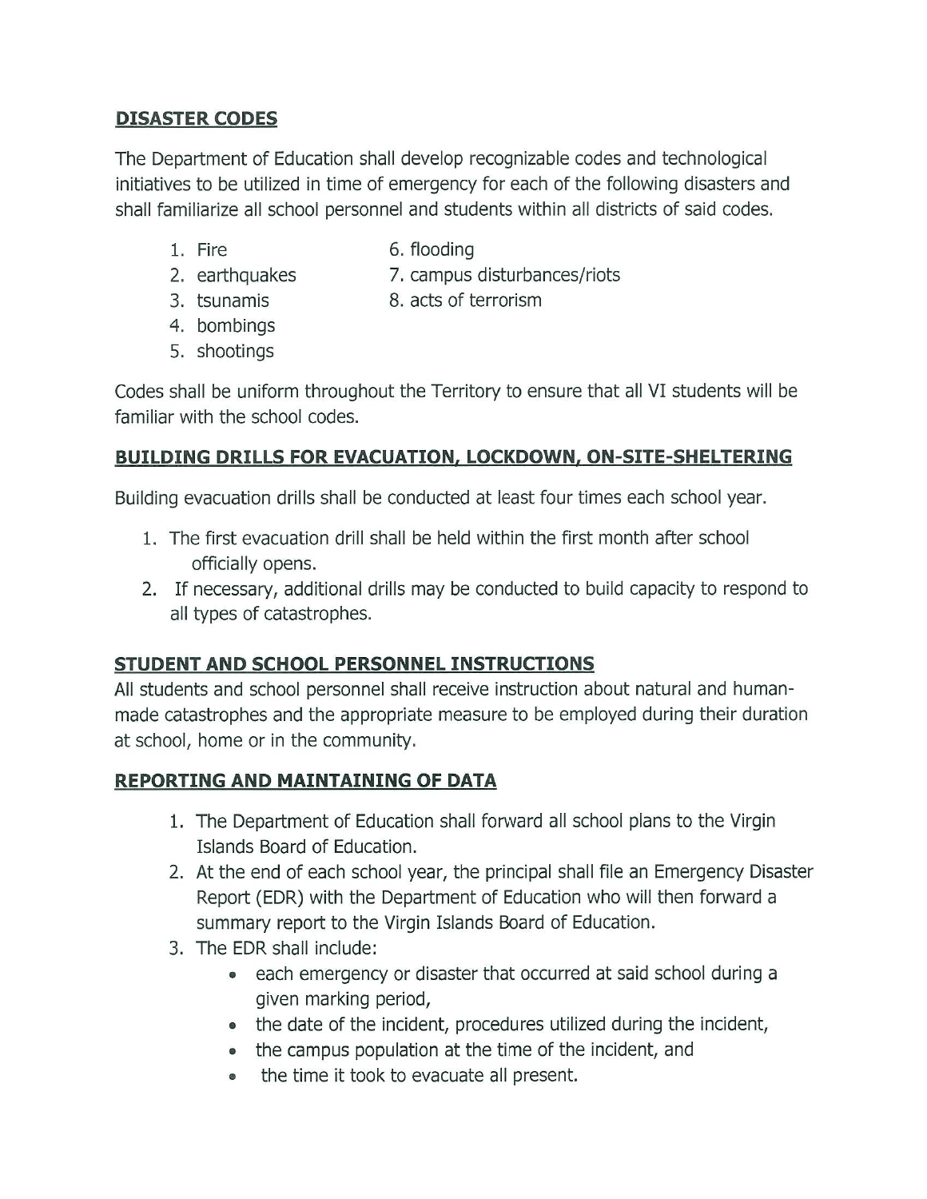## DISASTER CODES

The Department of Education shall develop recognizable codes and technological initiatives to be utilized in time of emergency for each of the following disasters and shall familiarize all school personnel and students within all districts of said codes.

1. Fire
2. earthquakes
3. tsunamis
4. bombings
5. shootings
6. flooding
7. campus disturbances/riots
8. acts of terrorism

Codes shall be uniform throughout the Territory to ensure that all VI students will be familiar with the school codes.

## BUILDING DRILLS FOR EVACUATION, LOCKDOWN, ON-SITE-SHELTERING

Building evacuation drills shall be conducted at least four times each school year.

1. The first evacuation drill shall be held within the first month after school officially opens.
2. If necessary, additional drills may be conducted to build capacity to respond to all types of catastrophes.

## STUDENT AND SCHOOL PERSONNEL INSTRUCTIONS

All students and school personnel shall receive instruction about natural and human-made catastrophes and the appropriate measure to be employed during their duration at school, home or in the community.

## REPORTING AND MAINTAINING OF DATA

1. The Department of Education shall forward all school plans to the Virgin Islands Board of Education.
2. At the end of each school year, the principal shall file an Emergency Disaster Report (EDR) with the Department of Education who will then forward a summary report to the Virgin Islands Board of Education.
3. The EDR shall include:
   - each emergency or disaster that occurred at said school during a given marking period,
   - the date of the incident, procedures utilized during the incident,
   - the campus population at the time of the incident, and
   - the time it took to evacuate all present.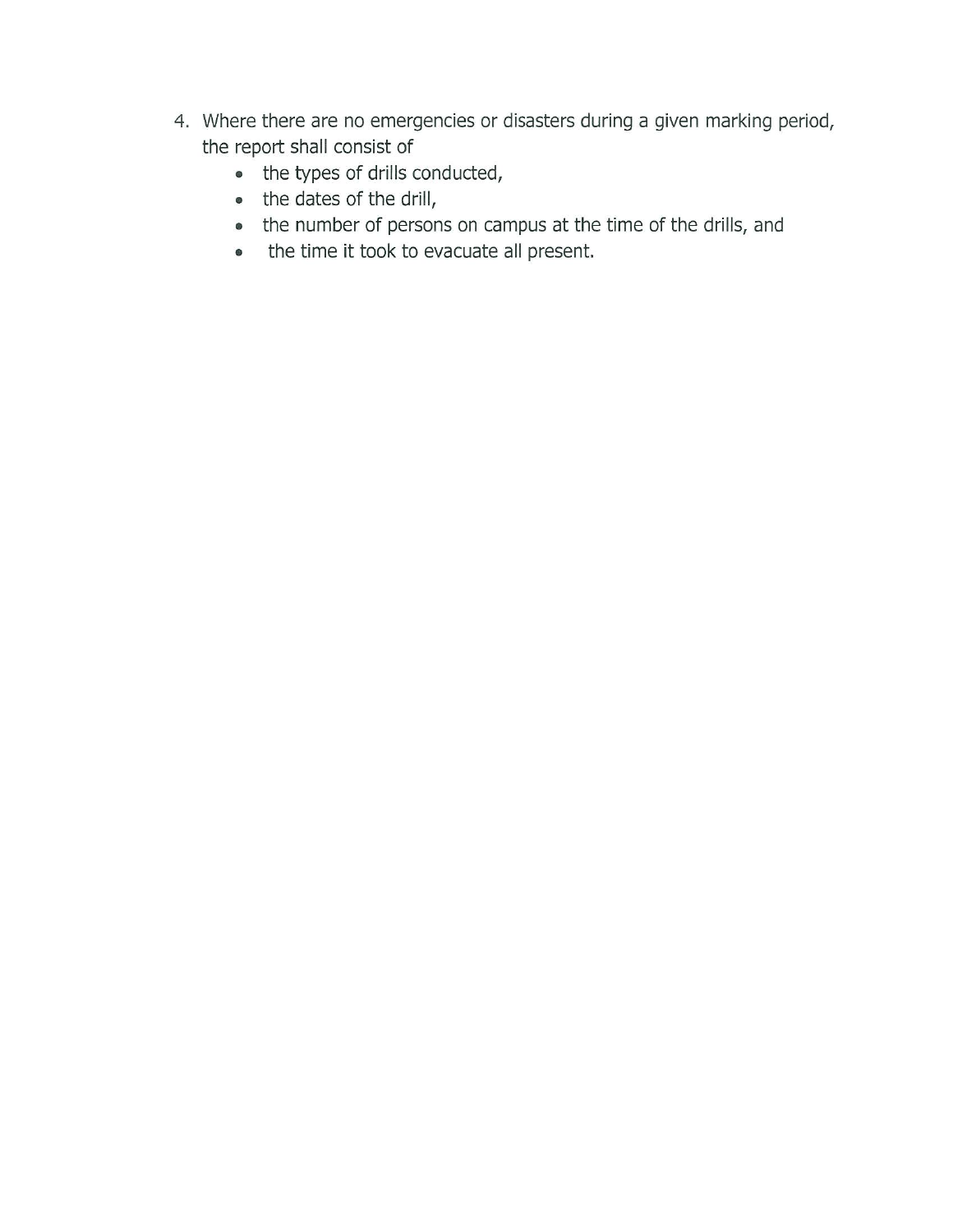4. Where there are no emergencies or disasters during a given marking period, the report shall consist of
    - the types of drills conducted,
    - the dates of the drill,
    - the number of persons on campus at the time of the drills, and
    - the time it took to evacuate all present.